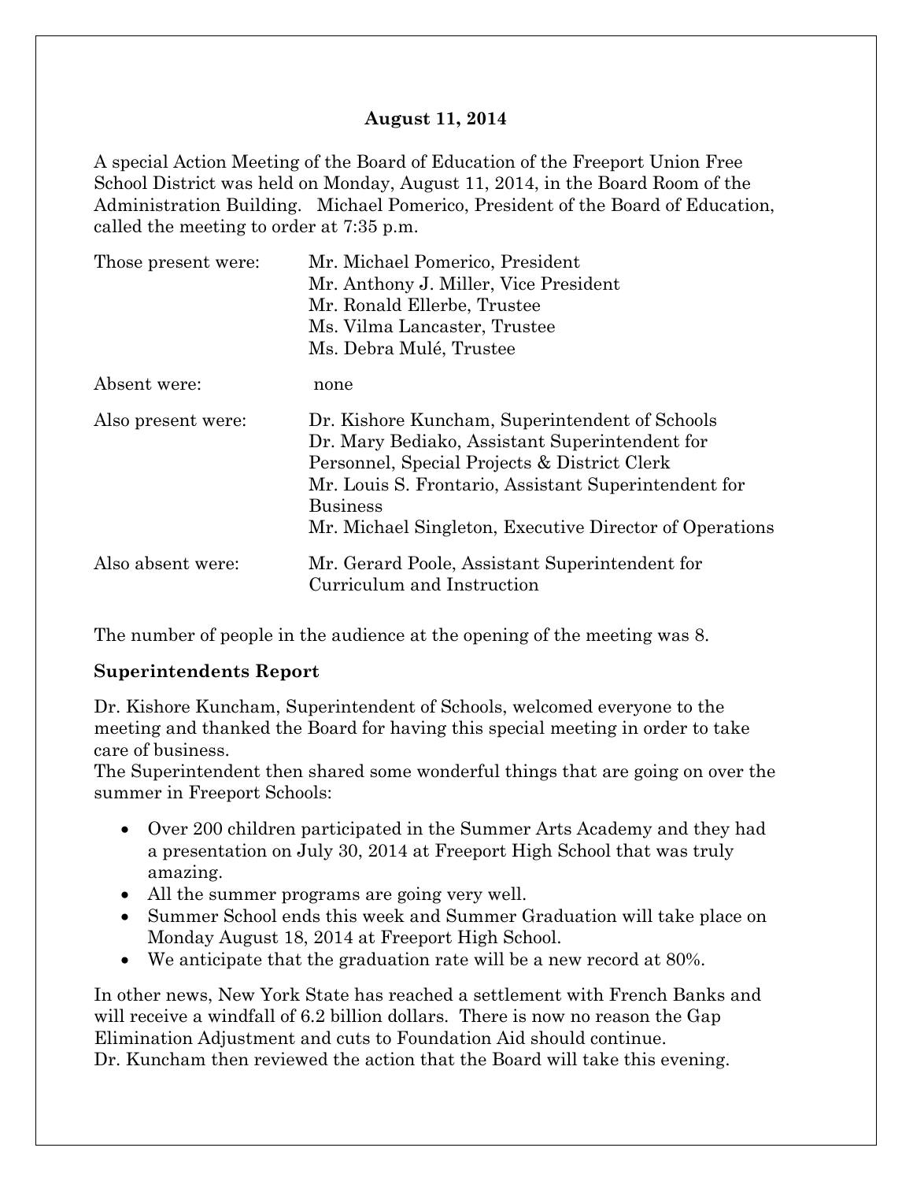**August 11, 2014**

A special Action Meeting of the Board of Education of the Freeport Union Free School District was held on Monday, August 11, 2014, in the Board Room of the Administration Building. Michael Pomerico, President of the Board of Education, called the meeting to order at 7:35 p.m.

| | |
|---|---|
| Those present were: | Mr. Michael Pomerico, President<br>Mr. Anthony J. Miller, Vice President<br>Mr. Ronald Ellerbe, Trustee<br>Ms. Vilma Lancaster, Trustee<br>Ms. Debra Mulé, Trustee |
| Absent were: | none |
| Also present were: | Dr. Kishore Kuncham, Superintendent of Schools<br>Dr. Mary Bediako, Assistant Superintendent for Personnel, Special Projects & District Clerk<br>Mr. Louis S. Frontario, Assistant Superintendent for Business<br>Mr. Michael Singleton, Executive Director of Operations |
| Also absent were: | Mr. Gerard Poole, Assistant Superintendent for Curriculum and Instruction |

The number of people in the audience at the opening of the meeting was 8.

**Superintendents Report**

Dr. Kishore Kuncham, Superintendent of Schools, welcomed everyone to the meeting and thanked the Board for having this special meeting in order to take care of business.

The Superintendent then shared some wonderful things that are going on over the summer in Freeport Schools:

- Over 200 children participated in the Summer Arts Academy and they had a presentation on July 30, 2014 at Freeport High School that was truly amazing.
- All the summer programs are going very well.
- Summer School ends this week and Summer Graduation will take place on Monday August 18, 2014 at Freeport High School.
- We anticipate that the graduation rate will be a new record at 80%.

In other news, New York State has reached a settlement with French Banks and will receive a windfall of 6.2 billion dollars. There is now no reason the Gap Elimination Adjustment and cuts to Foundation Aid should continue.

Dr. Kuncham then reviewed the action that the Board will take this evening.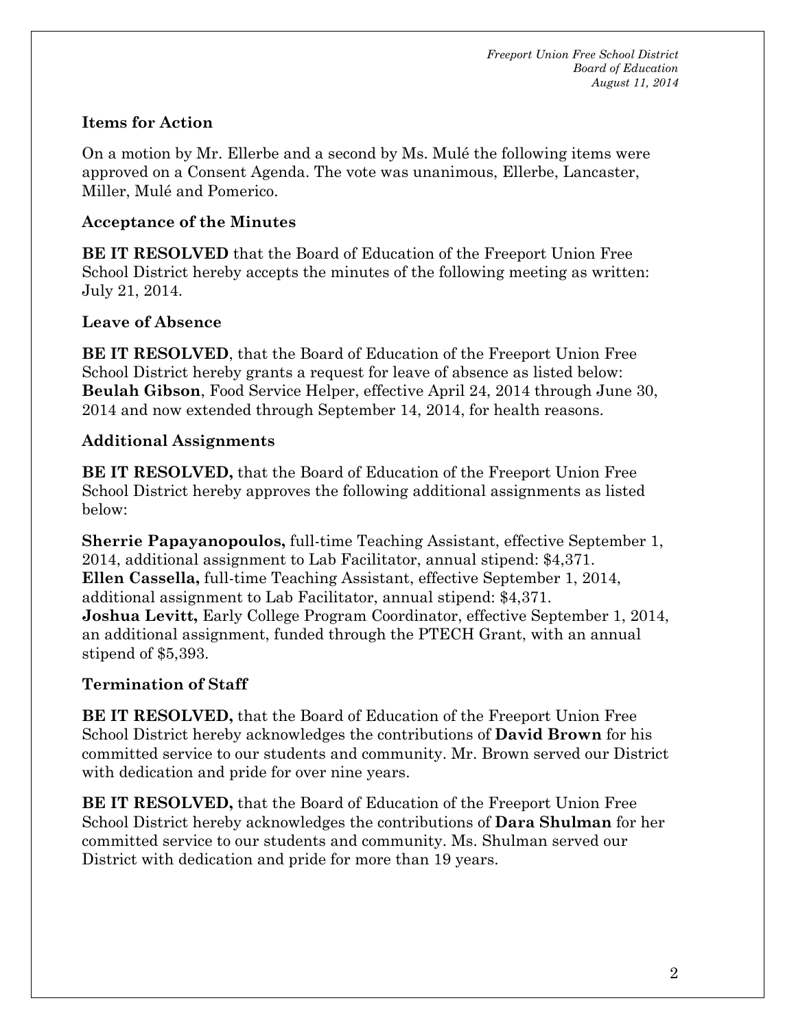### Items for Action

On a motion by Mr. Ellerbe and a second by Ms. Mulé the following items were approved on a Consent Agenda. The vote was unanimous, Ellerbe, Lancaster, Miller, Mulé and Pomerico.

### Acceptance of the Minutes

**BE IT RESOLVED** that the Board of Education of the Freeport Union Free School District hereby accepts the minutes of the following meeting as written: July 21, 2014.

### Leave of Absence

**BE IT RESOLVED**, that the Board of Education of the Freeport Union Free School District hereby grants a request for leave of absence as listed below: **Beulah Gibson**, Food Service Helper, effective April 24, 2014 through June 30, 2014 and now extended through September 14, 2014, for health reasons.

### Additional Assignments

**BE IT RESOLVED,** that the Board of Education of the Freeport Union Free School District hereby approves the following additional assignments as listed below:

**Sherrie Papayanopoulos,** full-time Teaching Assistant, effective September 1, 2014, additional assignment to Lab Facilitator, annual stipend: $4,371.
**Ellen Cassella,** full-time Teaching Assistant, effective September 1, 2014, additional assignment to Lab Facilitator, annual stipend: $4,371.
**Joshua Levitt,** Early College Program Coordinator, effective September 1, 2014, an additional assignment, funded through the PTECH Grant, with an annual stipend of $5,393.

### Termination of Staff

**BE IT RESOLVED,** that the Board of Education of the Freeport Union Free School District hereby acknowledges the contributions of **David Brown** for his committed service to our students and community. Mr. Brown served our District with dedication and pride for over nine years.

**BE IT RESOLVED,** that the Board of Education of the Freeport Union Free School District hereby acknowledges the contributions of **Dara Shulman** for her committed service to our students and community. Ms. Shulman served our District with dedication and pride for more than 19 years.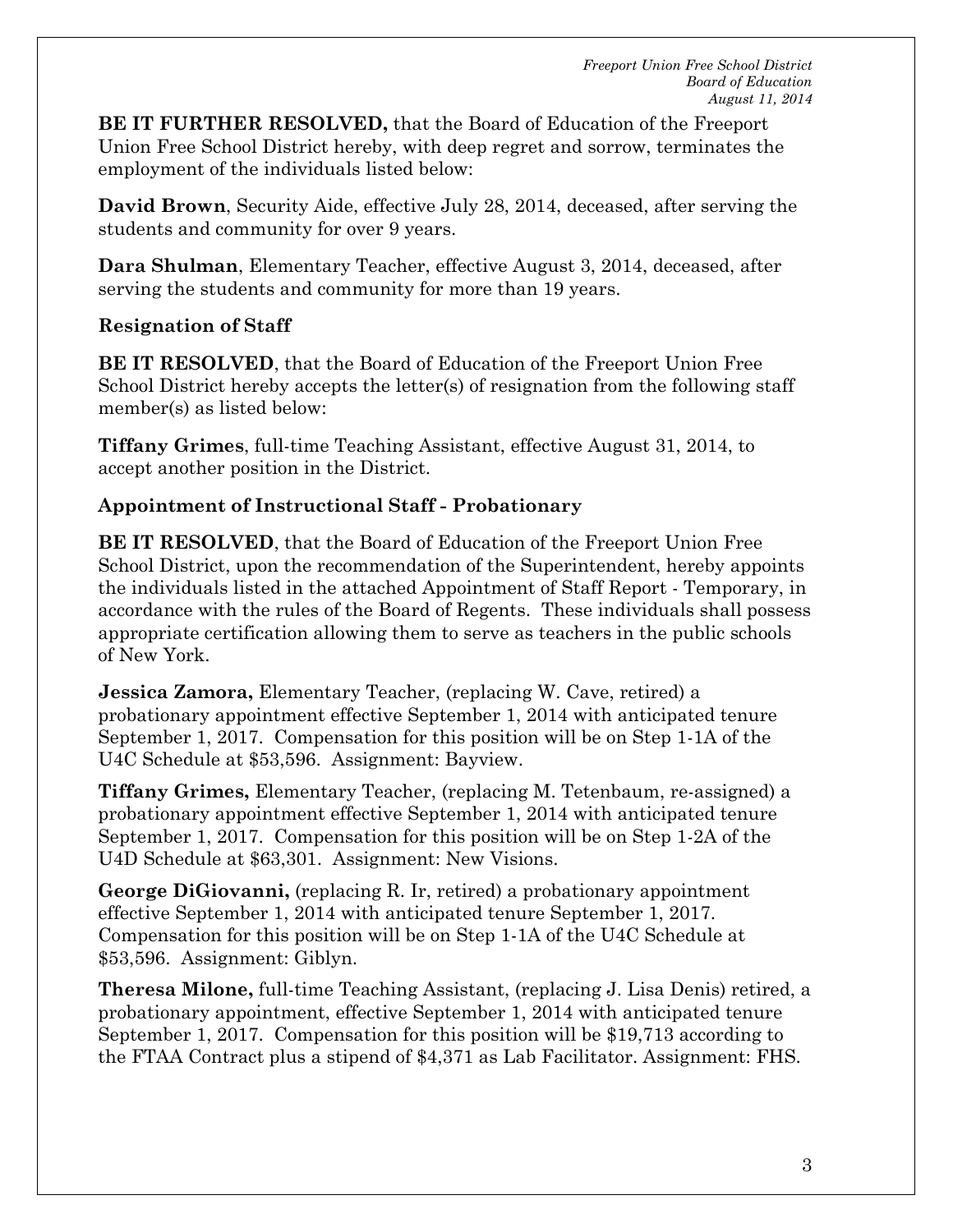**BE IT FURTHER RESOLVED,** that the Board of Education of the Freeport Union Free School District hereby, with deep regret and sorrow, terminates the employment of the individuals listed below:

**David Brown**, Security Aide, effective July 28, 2014, deceased, after serving the students and community for over 9 years.

**Dara Shulman**, Elementary Teacher, effective August 3, 2014, deceased, after serving the students and community for more than 19 years.

### Resignation of Staff

**BE IT RESOLVED**, that the Board of Education of the Freeport Union Free School District hereby accepts the letter(s) of resignation from the following staff member(s) as listed below:

**Tiffany Grimes**, full-time Teaching Assistant, effective August 31, 2014, to accept another position in the District.

### Appointment of Instructional Staff - Probationary

**BE IT RESOLVED**, that the Board of Education of the Freeport Union Free School District, upon the recommendation of the Superintendent, hereby appoints the individuals listed in the attached Appointment of Staff Report - Temporary, in accordance with the rules of the Board of Regents. These individuals shall possess appropriate certification allowing them to serve as teachers in the public schools of New York.

**Jessica Zamora,** Elementary Teacher, (replacing W. Cave, retired) a probationary appointment effective September 1, 2014 with anticipated tenure September 1, 2017. Compensation for this position will be on Step 1-1A of the U4C Schedule at $53,596. Assignment: Bayview.

**Tiffany Grimes,** Elementary Teacher, (replacing M. Tetenbaum, re-assigned) a probationary appointment effective September 1, 2014 with anticipated tenure September 1, 2017. Compensation for this position will be on Step 1-2A of the U4D Schedule at $63,301. Assignment: New Visions.

**George DiGiovanni,** (replacing R. Ir, retired) a probationary appointment effective September 1, 2014 with anticipated tenure September 1, 2017. Compensation for this position will be on Step 1-1A of the U4C Schedule at $53,596. Assignment: Giblyn.

**Theresa Milone,** full-time Teaching Assistant, (replacing J. Lisa Denis) retired, a probationary appointment, effective September 1, 2014 with anticipated tenure September 1, 2017. Compensation for this position will be $19,713 according to the FTAA Contract plus a stipend of $4,371 as Lab Facilitator. Assignment: FHS.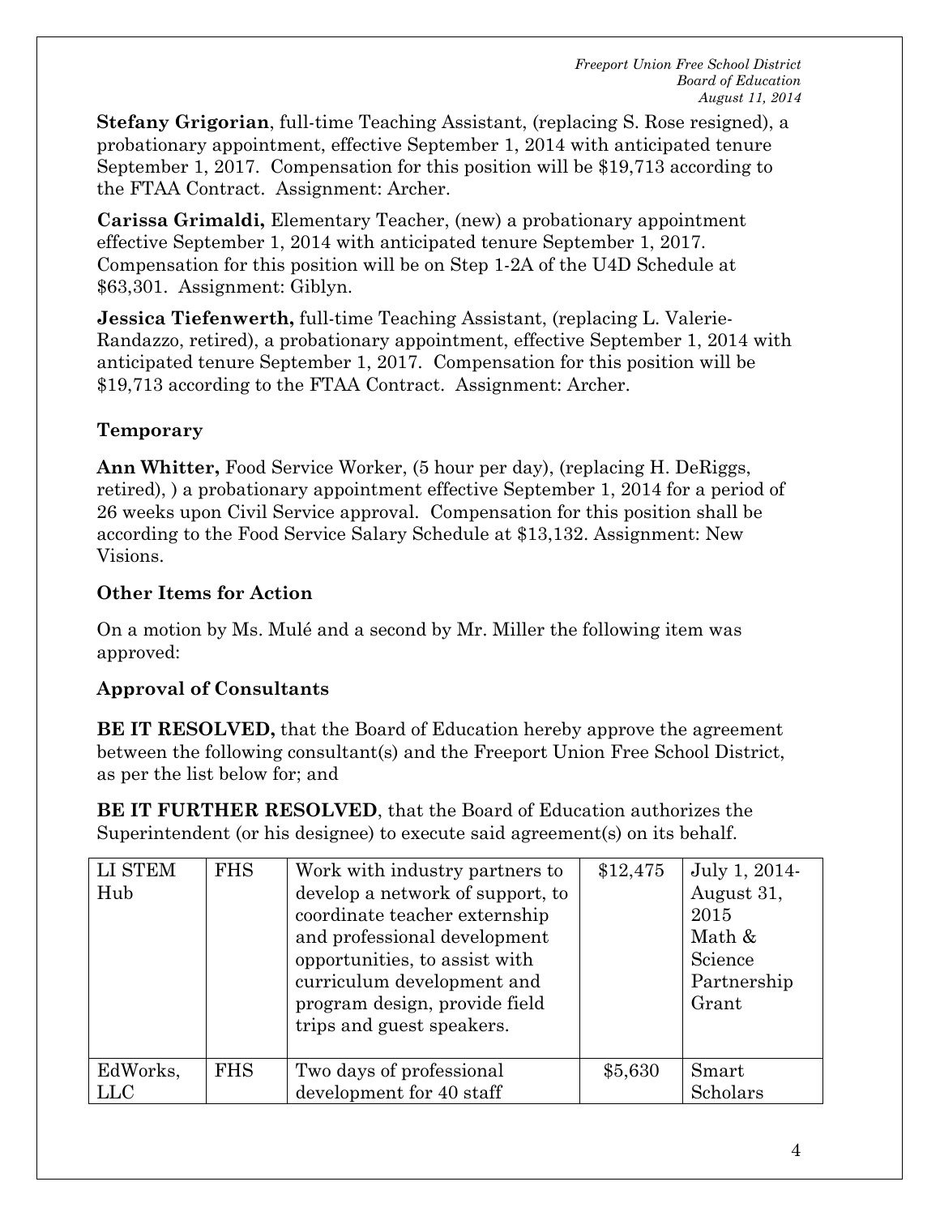**Stefany Grigorian**, full-time Teaching Assistant, (replacing S. Rose resigned), a probationary appointment, effective September 1, 2014 with anticipated tenure September 1, 2017. Compensation for this position will be $19,713 according to the FTAA Contract. Assignment: Archer.

**Carissa Grimaldi,** Elementary Teacher, (new) a probationary appointment effective September 1, 2014 with anticipated tenure September 1, 2017. Compensation for this position will be on Step 1-2A of the U4D Schedule at $63,301. Assignment: Giblyn.

**Jessica Tiefenwerth,** full-time Teaching Assistant, (replacing L. Valerie-Randazzo, retired), a probationary appointment, effective September 1, 2014 with anticipated tenure September 1, 2017. Compensation for this position will be $19,713 according to the FTAA Contract. Assignment: Archer.

### Temporary

**Ann Whitter,** Food Service Worker, (5 hour per day), (replacing H. DeRiggs, retired), ) a probationary appointment effective September 1, 2014 for a period of 26 weeks upon Civil Service approval. Compensation for this position shall be according to the Food Service Salary Schedule at $13,132. Assignment: New Visions.

### Other Items for Action

On a motion by Ms. Mulé and a second by Mr. Miller the following item was approved:

### Approval of Consultants

**BE IT RESOLVED,** that the Board of Education hereby approve the agreement between the following consultant(s) and the Freeport Union Free School District, as per the list below for; and

**BE IT FURTHER RESOLVED**, that the Board of Education authorizes the Superintendent (or his designee) to execute said agreement(s) on its behalf.

| | | | | |
|---|---|---|---|---|
| LI STEM Hub | FHS | Work with industry partners to develop a network of support, to coordinate teacher externship and professional development opportunities, to assist with curriculum development and program design, provide field trips and guest speakers. | $12,475 | July 1, 2014-August 31, 2015 Math & Science Partnership Grant |
| EdWorks, LLC | FHS | Two days of professional development for 40 staff | $5,630 | Smart Scholars |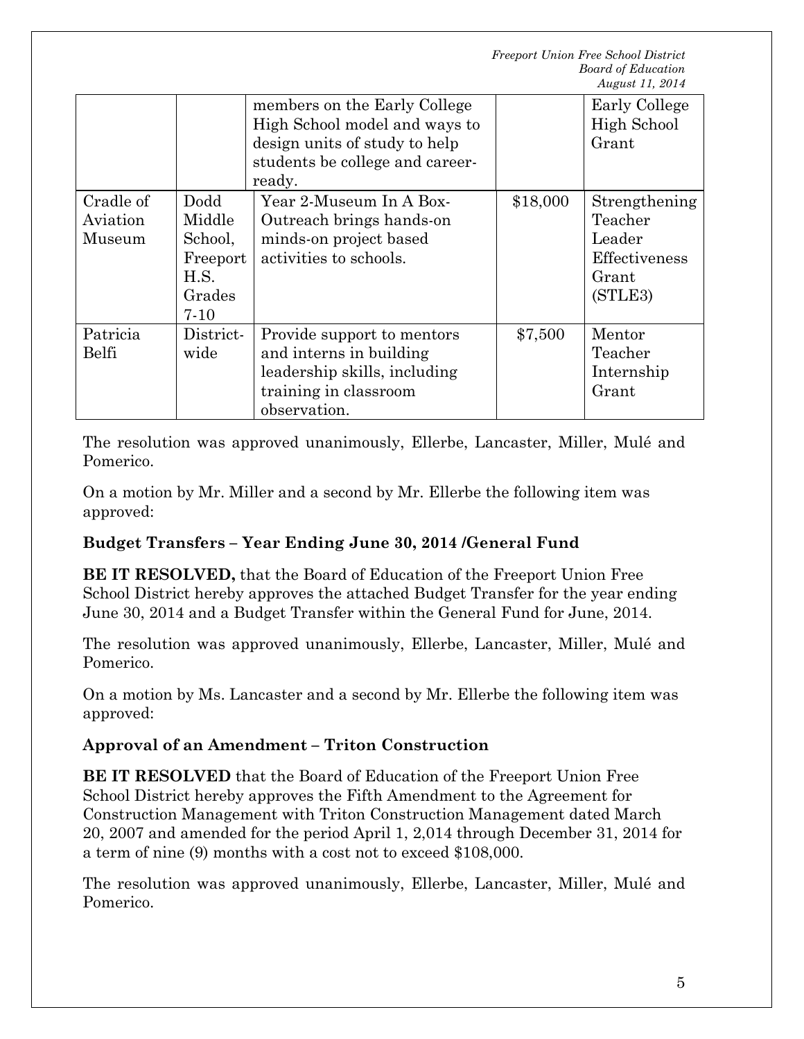| | | members on the Early College High School model and ways to design units of study to help students be college and career-ready. | | Early College High School Grant |
|---|---|---|---|---|
| Cradle of Aviation Museum | Dodd Middle School, Freeport H.S. Grades 7-10 | Year 2-Museum In A Box-Outreach brings hands-on minds-on project based activities to schools. | \$18,000 | Strengthening Teacher Leader Effectiveness Grant (STLE3) |
| Patricia Belfi | District-wide | Provide support to mentors and interns in building leadership skills, including training in classroom observation. | \$7,500 | Mentor Teacher Internship Grant |

The resolution was approved unanimously, Ellerbe, Lancaster, Miller, Mulé and Pomerico.

On a motion by Mr. Miller and a second by Mr. Ellerbe the following item was approved:

**Budget Transfers – Year Ending June 30, 2014 /General Fund**

**BE IT RESOLVED,** that the Board of Education of the Freeport Union Free School District hereby approves the attached Budget Transfer for the year ending June 30, 2014 and a Budget Transfer within the General Fund for June, 2014.

The resolution was approved unanimously, Ellerbe, Lancaster, Miller, Mulé and Pomerico.

On a motion by Ms. Lancaster and a second by Mr. Ellerbe the following item was approved:

**Approval of an Amendment – Triton Construction**

**BE IT RESOLVED** that the Board of Education of the Freeport Union Free School District hereby approves the Fifth Amendment to the Agreement for Construction Management with Triton Construction Management dated March 20, 2007 and amended for the period April 1, 2,014 through December 31, 2014 for a term of nine (9) months with a cost not to exceed \$108,000.

The resolution was approved unanimously, Ellerbe, Lancaster, Miller, Mulé and Pomerico.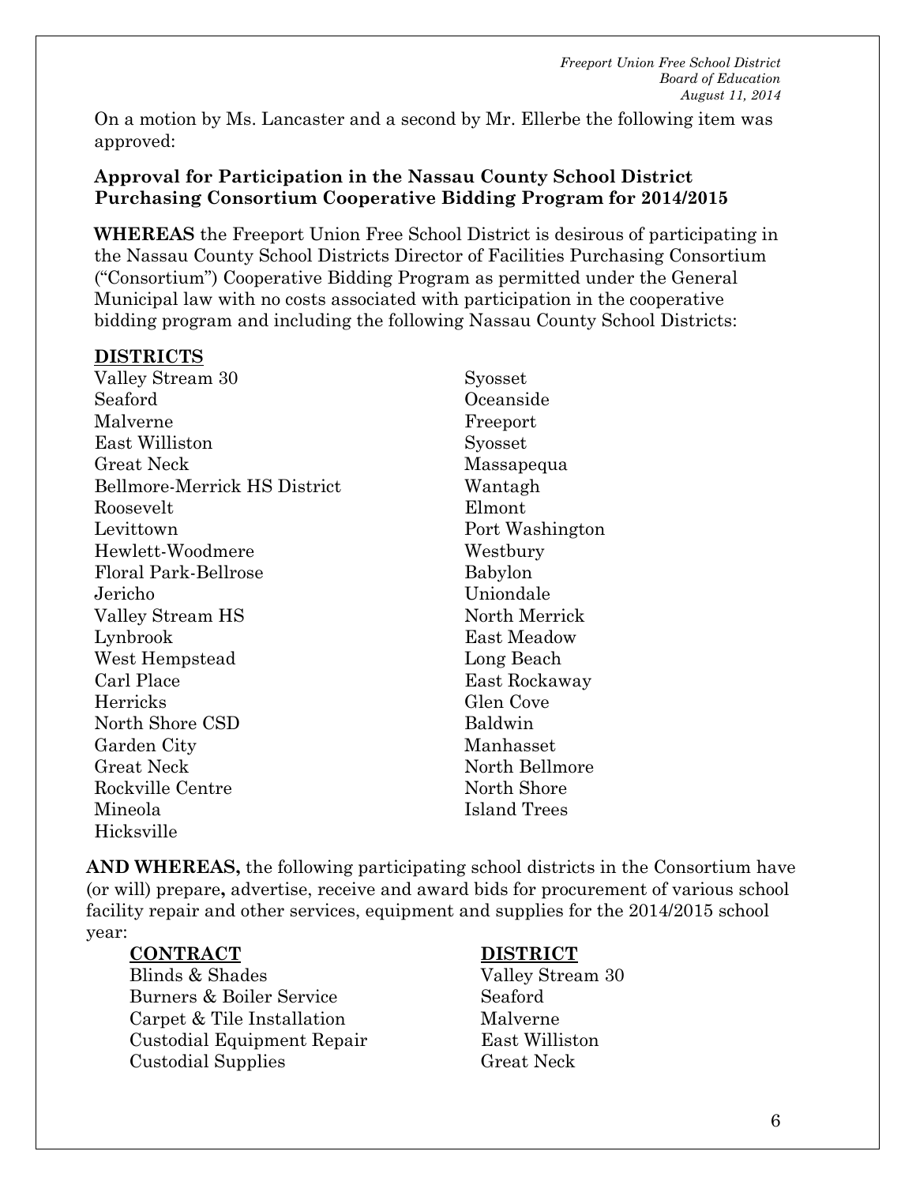On a motion by Ms. Lancaster and a second by Mr. Ellerbe the following item was approved:

**Approval for Participation in the Nassau County School District Purchasing Consortium Cooperative Bidding Program for 2014/2015**

**WHEREAS** the Freeport Union Free School District is desirous of participating in the Nassau County School Districts Director of Facilities Purchasing Consortium ("Consortium") Cooperative Bidding Program as permitted under the General Municipal law with no costs associated with participation in the cooperative bidding program and including the following Nassau County School Districts:

**DISTRICTS**

Valley Stream 30
Seaford
Malverne
East Williston
Great Neck
Bellmore-Merrick HS District
Roosevelt
Levittown
Hewlett-Woodmere
Floral Park-Bellrose
Jericho
Valley Stream HS
Lynbrook
West Hempstead
Carl Place
Herricks
North Shore CSD
Garden City
Great Neck
Rockville Centre
Mineola
Hicksville
Syosset
Oceanside
Freeport
Syosset
Massapequa
Wantagh
Elmont
Port Washington
Westbury
Babylon
Uniondale
North Merrick
East Meadow
Long Beach
East Rockaway
Glen Cove
Baldwin
Manhasset
North Bellmore
North Shore
Island Trees

**AND WHEREAS,** the following participating school districts in the Consortium have (or will) prepare**,** advertise, receive and award bids for procurement of various school facility repair and other services, equipment and supplies for the 2014/2015 school year:

| **CONTRACT** | **DISTRICT** |
|---|---|
| Blinds & Shades | Valley Stream 30 |
| Burners & Boiler Service | Seaford |
| Carpet & Tile Installation | Malverne |
| Custodial Equipment Repair | East Williston |
| Custodial Supplies | Great Neck |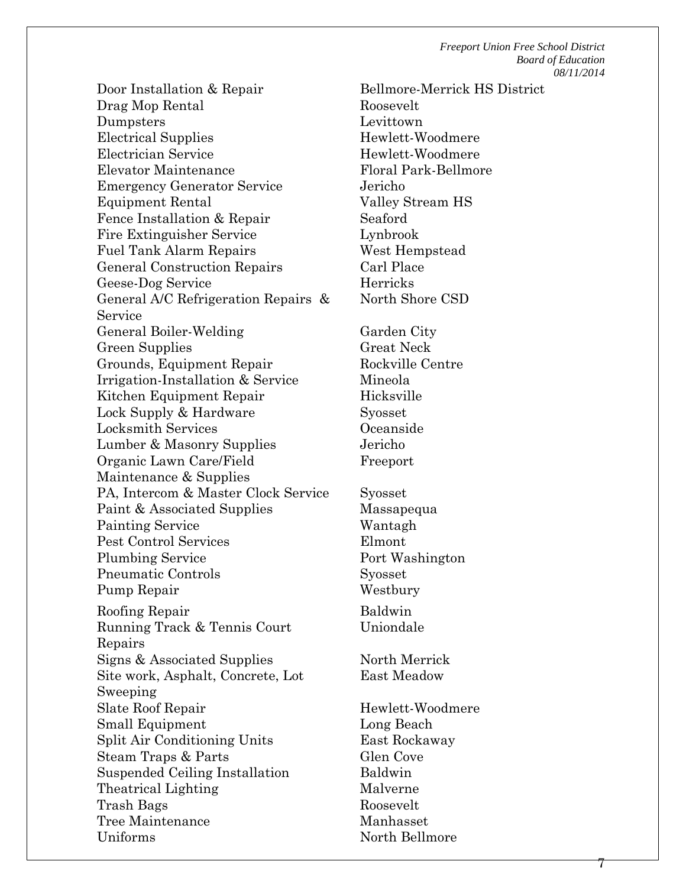| | |
|---|---|
| Door Installation & Repair | Bellmore-Merrick HS District |
| Drag Mop Rental | Roosevelt |
| Dumpsters | Levittown |
| Electrical Supplies | Hewlett-Woodmere |
| Electrician Service | Hewlett-Woodmere |
| Elevator Maintenance | Floral Park-Bellmore |
| Emergency Generator Service | Jericho |
| Equipment Rental | Valley Stream HS |
| Fence Installation & Repair | Seaford |
| Fire Extinguisher Service | Lynbrook |
| Fuel Tank Alarm Repairs | West Hempstead |
| General Construction Repairs | Carl Place |
| Geese-Dog Service | Herricks |
| General A/C Refrigeration Repairs & Service | North Shore CSD |
| General Boiler-Welding | Garden City |
| Green Supplies | Great Neck |
| Grounds, Equipment Repair | Rockville Centre |
| Irrigation-Installation & Service | Mineola |
| Kitchen Equipment Repair | Hicksville |
| Lock Supply & Hardware | Syosset |
| Locksmith Services | Oceanside |
| Lumber & Masonry Supplies | Jericho |
| Organic Lawn Care/Field Maintenance & Supplies | Freeport |
| PA, Intercom & Master Clock Service | Syosset |
| Paint & Associated Supplies | Massapequa |
| Painting Service | Wantagh |
| Pest Control Services | Elmont |
| Plumbing Service | Port Washington |
| Pneumatic Controls | Syosset |
| Pump Repair | Westbury |
| Roofing Repair | Baldwin |
| Running Track & Tennis Court Repairs | Uniondale |
| Signs & Associated Supplies | North Merrick |
| Site work, Asphalt, Concrete, Lot Sweeping | East Meadow |
| Slate Roof Repair | Hewlett-Woodmere |
| Small Equipment | Long Beach |
| Split Air Conditioning Units | East Rockaway |
| Steam Traps & Parts | Glen Cove |
| Suspended Ceiling Installation | Baldwin |
| Theatrical Lighting | Malverne |
| Trash Bags | Roosevelt |
| Tree Maintenance | Manhasset |
| Uniforms | North Bellmore |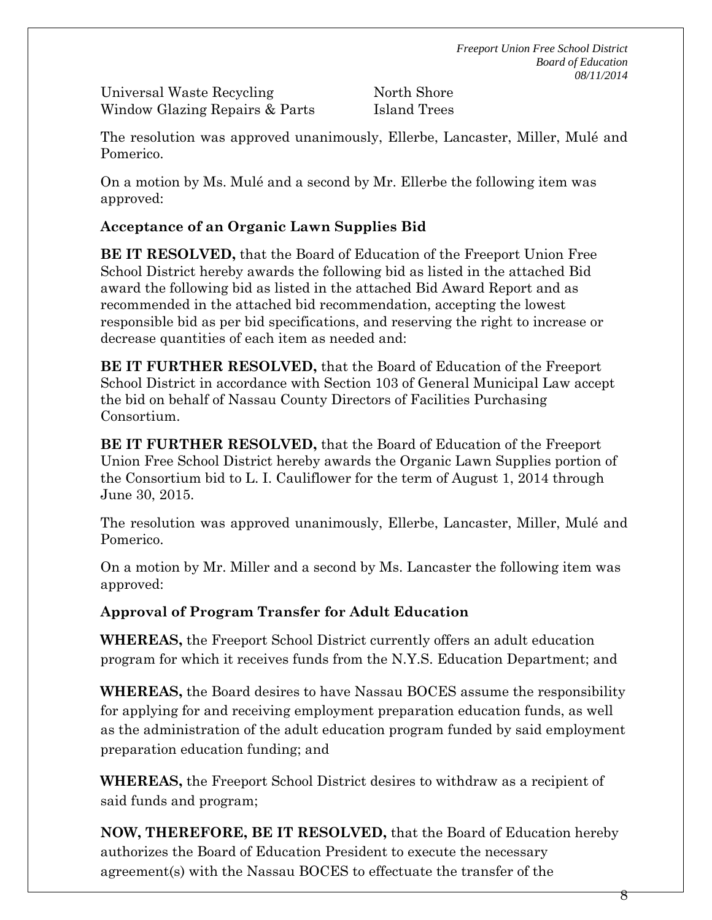| | |
|---|---|
| Universal Waste Recycling | North Shore |
| Window Glazing Repairs & Parts | Island Trees |

The resolution was approved unanimously, Ellerbe, Lancaster, Miller, Mulé and Pomerico.

On a motion by Ms. Mulé and a second by Mr. Ellerbe the following item was approved:

**Acceptance of an Organic Lawn Supplies Bid**

**BE IT RESOLVED,** that the Board of Education of the Freeport Union Free School District hereby awards the following bid as listed in the attached Bid award the following bid as listed in the attached Bid Award Report and as recommended in the attached bid recommendation, accepting the lowest responsible bid as per bid specifications, and reserving the right to increase or decrease quantities of each item as needed and:

**BE IT FURTHER RESOLVED,** that the Board of Education of the Freeport School District in accordance with Section 103 of General Municipal Law accept the bid on behalf of Nassau County Directors of Facilities Purchasing Consortium.

**BE IT FURTHER RESOLVED,** that the Board of Education of the Freeport Union Free School District hereby awards the Organic Lawn Supplies portion of the Consortium bid to L. I. Cauliflower for the term of August 1, 2014 through June 30, 2015.

The resolution was approved unanimously, Ellerbe, Lancaster, Miller, Mulé and Pomerico.

On a motion by Mr. Miller and a second by Ms. Lancaster the following item was approved:

**Approval of Program Transfer for Adult Education**

**WHEREAS,** the Freeport School District currently offers an adult education program for which it receives funds from the N.Y.S. Education Department; and

**WHEREAS,** the Board desires to have Nassau BOCES assume the responsibility for applying for and receiving employment preparation education funds, as well as the administration of the adult education program funded by said employment preparation education funding; and

**WHEREAS,** the Freeport School District desires to withdraw as a recipient of said funds and program;

**NOW, THEREFORE, BE IT RESOLVED,** that the Board of Education hereby authorizes the Board of Education President to execute the necessary agreement(s) with the Nassau BOCES to effectuate the transfer of the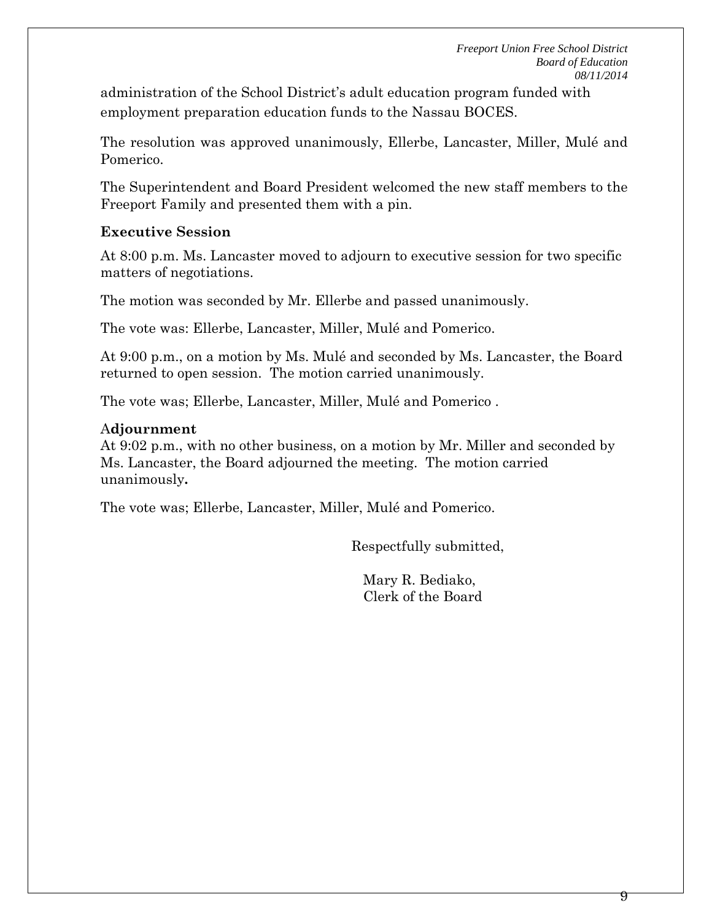administration of the School District's adult education program funded with employment preparation education funds to the Nassau BOCES.

The resolution was approved unanimously, Ellerbe, Lancaster, Miller, Mulé and Pomerico.

The Superintendent and Board President welcomed the new staff members to the Freeport Family and presented them with a pin.

**Executive Session**

At 8:00 p.m. Ms. Lancaster moved to adjourn to executive session for two specific matters of negotiations.

The motion was seconded by Mr. Ellerbe and passed unanimously.

The vote was: Ellerbe, Lancaster, Miller, Mulé and Pomerico.

At 9:00 p.m., on a motion by Ms. Mulé and seconded by Ms. Lancaster, the Board returned to open session. The motion carried unanimously.

The vote was; Ellerbe, Lancaster, Miller, Mulé and Pomerico .

A**djournment**

At 9:02 p.m., with no other business, on a motion by Mr. Miller and seconded by Ms. Lancaster, the Board adjourned the meeting. The motion carried unanimously**.**

The vote was; Ellerbe, Lancaster, Miller, Mulé and Pomerico.

Respectfully submitted,

Mary R. Bediako,
Clerk of the Board